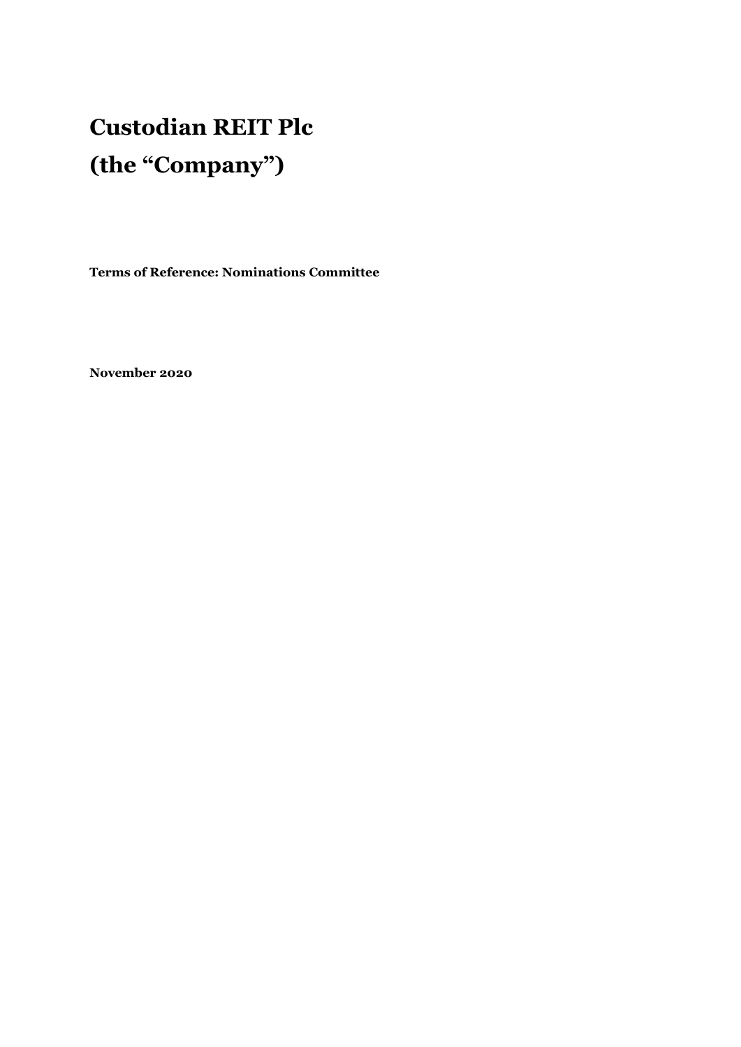# Custodian REIT Plc
# (the "Company")

**Terms of Reference: Nominations Committee**

**November 2020**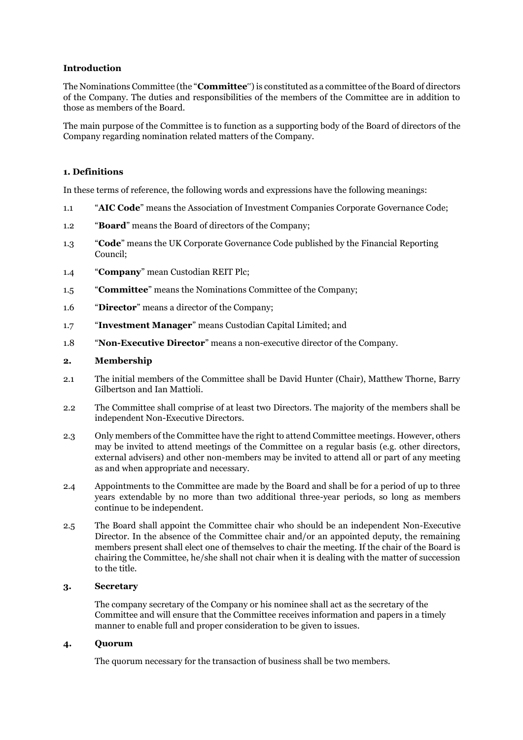**Introduction**

The Nominations Committee (the "**Committee**") is constituted as a committee of the Board of directors of the Company. The duties and responsibilities of the members of the Committee are in addition to those as members of the Board.

The main purpose of the Committee is to function as a supporting body of the Board of directors of the Company regarding nomination related matters of the Company.

**1. Definitions**

In these terms of reference, the following words and expressions have the following meanings:

1.1 "**AIC Code**" means the Association of Investment Companies Corporate Governance Code;

1.2 "**Board**" means the Board of directors of the Company;

1.3 "**Code**" means the UK Corporate Governance Code published by the Financial Reporting Council;

1.4 "**Company**" mean Custodian REIT Plc;

1.5 "**Committee**" means the Nominations Committee of the Company;

1.6 "**Director**" means a director of the Company;

1.7 "**Investment Manager**" means Custodian Capital Limited; and

1.8 "**Non-Executive Director**" means a non-executive director of the Company.

**2. Membership**

2.1 The initial members of the Committee shall be David Hunter (Chair), Matthew Thorne, Barry Gilbertson and Ian Mattioli.

2.2 The Committee shall comprise of at least two Directors. The majority of the members shall be independent Non-Executive Directors.

2.3 Only members of the Committee have the right to attend Committee meetings. However, others may be invited to attend meetings of the Committee on a regular basis (e.g. other directors, external advisers) and other non-members may be invited to attend all or part of any meeting as and when appropriate and necessary.

2.4 Appointments to the Committee are made by the Board and shall be for a period of up to three years extendable by no more than two additional three-year periods, so long as members continue to be independent.

2.5 The Board shall appoint the Committee chair who should be an independent Non-Executive Director. In the absence of the Committee chair and/or an appointed deputy, the remaining members present shall elect one of themselves to chair the meeting. If the chair of the Board is chairing the Committee, he/she shall not chair when it is dealing with the matter of succession to the title.

**3. Secretary**

The company secretary of the Company or his nominee shall act as the secretary of the Committee and will ensure that the Committee receives information and papers in a timely manner to enable full and proper consideration to be given to issues.

**4. Quorum**

The quorum necessary for the transaction of business shall be two members.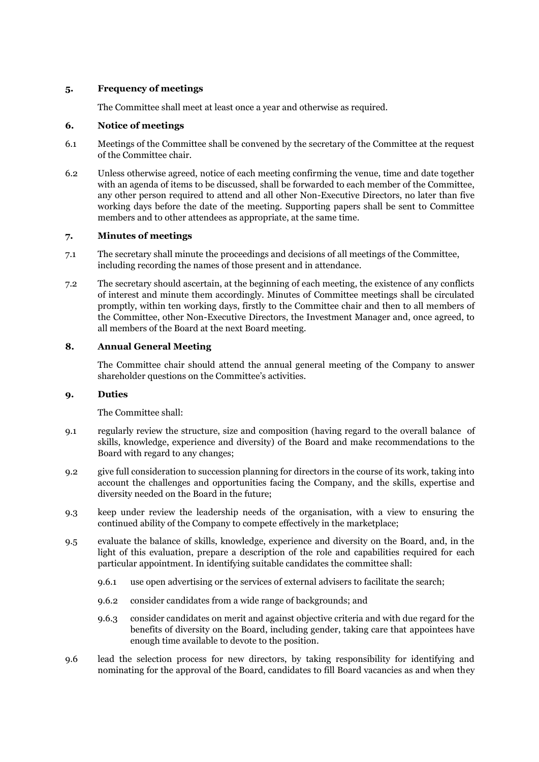## 5. Frequency of meetings

The Committee shall meet at least once a year and otherwise as required.

## 6. Notice of meetings

6.1 Meetings of the Committee shall be convened by the secretary of the Committee at the request of the Committee chair.

6.2 Unless otherwise agreed, notice of each meeting confirming the venue, time and date together with an agenda of items to be discussed, shall be forwarded to each member of the Committee, any other person required to attend and all other Non-Executive Directors, no later than five working days before the date of the meeting. Supporting papers shall be sent to Committee members and to other attendees as appropriate, at the same time.

## 7. Minutes of meetings

7.1 The secretary shall minute the proceedings and decisions of all meetings of the Committee, including recording the names of those present and in attendance.

7.2 The secretary should ascertain, at the beginning of each meeting, the existence of any conflicts of interest and minute them accordingly. Minutes of Committee meetings shall be circulated promptly, within ten working days, firstly to the Committee chair and then to all members of the Committee, other Non-Executive Directors, the Investment Manager and, once agreed, to all members of the Board at the next Board meeting.

## 8. Annual General Meeting

The Committee chair should attend the annual general meeting of the Company to answer shareholder questions on the Committee's activities.

## 9. Duties

The Committee shall:

9.1 regularly review the structure, size and composition (having regard to the overall balance of skills, knowledge, experience and diversity) of the Board and make recommendations to the Board with regard to any changes;

9.2 give full consideration to succession planning for directors in the course of its work, taking into account the challenges and opportunities facing the Company, and the skills, expertise and diversity needed on the Board in the future;

9.3 keep under review the leadership needs of the organisation, with a view to ensuring the continued ability of the Company to compete effectively in the marketplace;

9.5 evaluate the balance of skills, knowledge, experience and diversity on the Board, and, in the light of this evaluation, prepare a description of the role and capabilities required for each particular appointment. In identifying suitable candidates the committee shall:

- 9.6.1 use open advertising or the services of external advisers to facilitate the search;
- 9.6.2 consider candidates from a wide range of backgrounds; and
- 9.6.3 consider candidates on merit and against objective criteria and with due regard for the benefits of diversity on the Board, including gender, taking care that appointees have enough time available to devote to the position.

9.6 lead the selection process for new directors, by taking responsibility for identifying and nominating for the approval of the Board, candidates to fill Board vacancies as and when they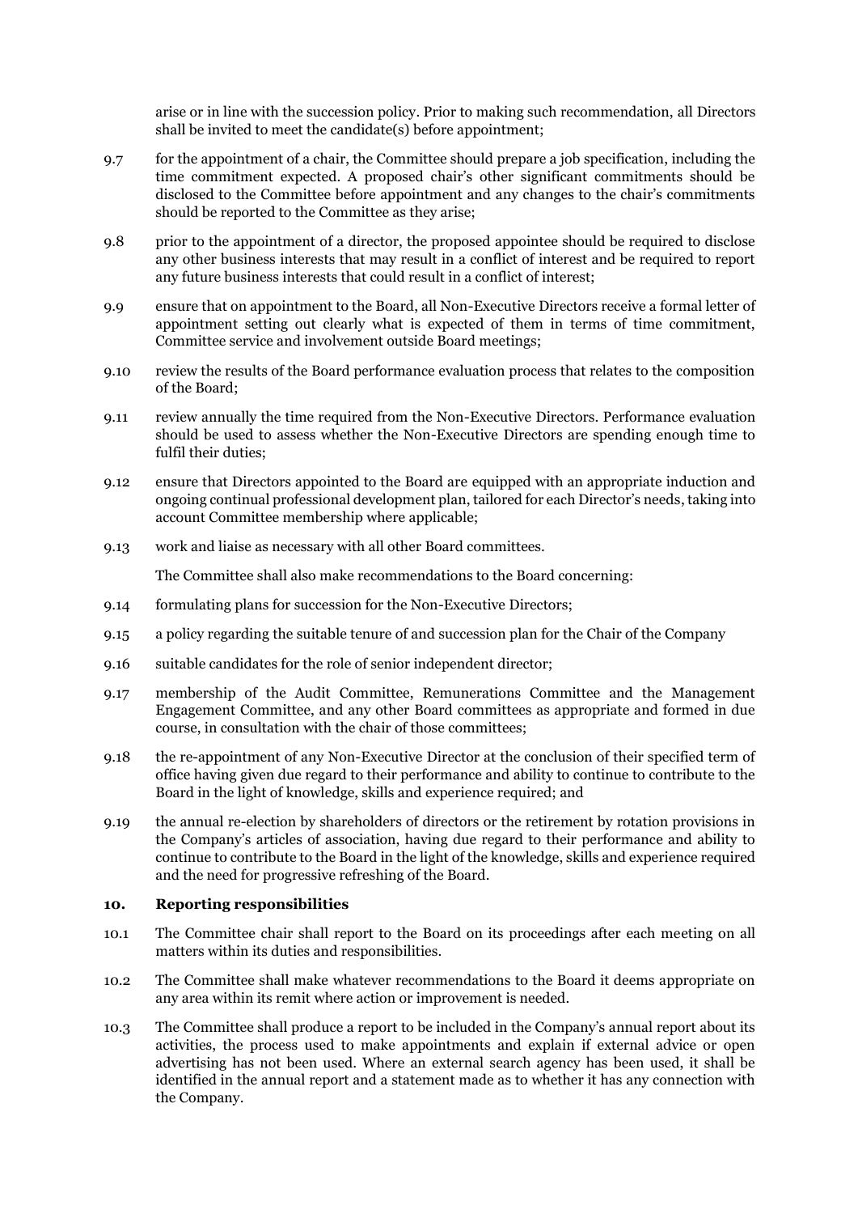arise or in line with the succession policy. Prior to making such recommendation, all Directors shall be invited to meet the candidate(s) before appointment;

9.7 for the appointment of a chair, the Committee should prepare a job specification, including the time commitment expected. A proposed chair's other significant commitments should be disclosed to the Committee before appointment and any changes to the chair's commitments should be reported to the Committee as they arise;

9.8 prior to the appointment of a director, the proposed appointee should be required to disclose any other business interests that may result in a conflict of interest and be required to report any future business interests that could result in a conflict of interest;

9.9 ensure that on appointment to the Board, all Non-Executive Directors receive a formal letter of appointment setting out clearly what is expected of them in terms of time commitment, Committee service and involvement outside Board meetings;

9.10 review the results of the Board performance evaluation process that relates to the composition of the Board;

9.11 review annually the time required from the Non-Executive Directors. Performance evaluation should be used to assess whether the Non-Executive Directors are spending enough time to fulfil their duties;

9.12 ensure that Directors appointed to the Board are equipped with an appropriate induction and ongoing continual professional development plan, tailored for each Director's needs, taking into account Committee membership where applicable;

9.13 work and liaise as necessary with all other Board committees.

The Committee shall also make recommendations to the Board concerning:

9.14 formulating plans for succession for the Non-Executive Directors;

9.15 a policy regarding the suitable tenure of and succession plan for the Chair of the Company

9.16 suitable candidates for the role of senior independent director;

9.17 membership of the Audit Committee, Remunerations Committee and the Management Engagement Committee, and any other Board committees as appropriate and formed in due course, in consultation with the chair of those committees;

9.18 the re-appointment of any Non-Executive Director at the conclusion of their specified term of office having given due regard to their performance and ability to continue to contribute to the Board in the light of knowledge, skills and experience required; and

9.19 the annual re-election by shareholders of directors or the retirement by rotation provisions in the Company's articles of association, having due regard to their performance and ability to continue to contribute to the Board in the light of the knowledge, skills and experience required and the need for progressive refreshing of the Board.

## 10. Reporting responsibilities

10.1 The Committee chair shall report to the Board on its proceedings after each meeting on all matters within its duties and responsibilities.

10.2 The Committee shall make whatever recommendations to the Board it deems appropriate on any area within its remit where action or improvement is needed.

10.3 The Committee shall produce a report to be included in the Company's annual report about its activities, the process used to make appointments and explain if external advice or open advertising has not been used. Where an external search agency has been used, it shall be identified in the annual report and a statement made as to whether it has any connection with the Company.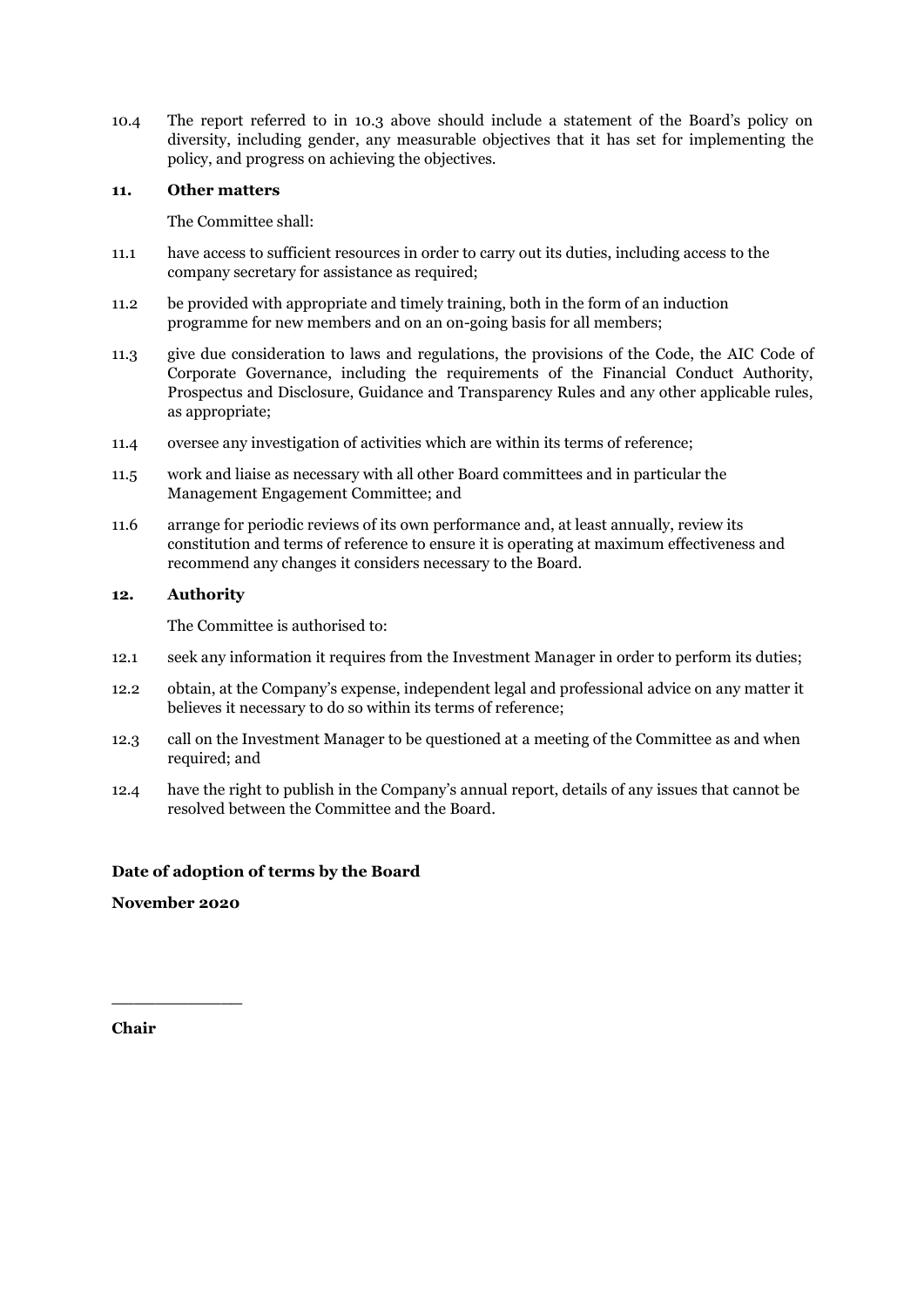10.4 The report referred to in 10.3 above should include a statement of the Board's policy on diversity, including gender, any measurable objectives that it has set for implementing the policy, and progress on achieving the objectives.

**11. Other matters**

The Committee shall:

11.1 have access to sufficient resources in order to carry out its duties, including access to the company secretary for assistance as required;

11.2 be provided with appropriate and timely training, both in the form of an induction programme for new members and on an on-going basis for all members;

11.3 give due consideration to laws and regulations, the provisions of the Code, the AIC Code of Corporate Governance, including the requirements of the Financial Conduct Authority, Prospectus and Disclosure, Guidance and Transparency Rules and any other applicable rules, as appropriate;

11.4 oversee any investigation of activities which are within its terms of reference;

11.5 work and liaise as necessary with all other Board committees and in particular the Management Engagement Committee; and

11.6 arrange for periodic reviews of its own performance and, at least annually, review its constitution and terms of reference to ensure it is operating at maximum effectiveness and recommend any changes it considers necessary to the Board.

**12. Authority**

The Committee is authorised to:

12.1 seek any information it requires from the Investment Manager in order to perform its duties;

12.2 obtain, at the Company's expense, independent legal and professional advice on any matter it believes it necessary to do so within its terms of reference;

12.3 call on the Investment Manager to be questioned at a meeting of the Committee as and when required; and

12.4 have the right to publish in the Company's annual report, details of any issues that cannot be resolved between the Committee and the Board.

**Date of adoption of terms by the Board**

**November 2020**

\_\_\_\_\_\_\_\_\_\_\_\_\_\_

**Chair**